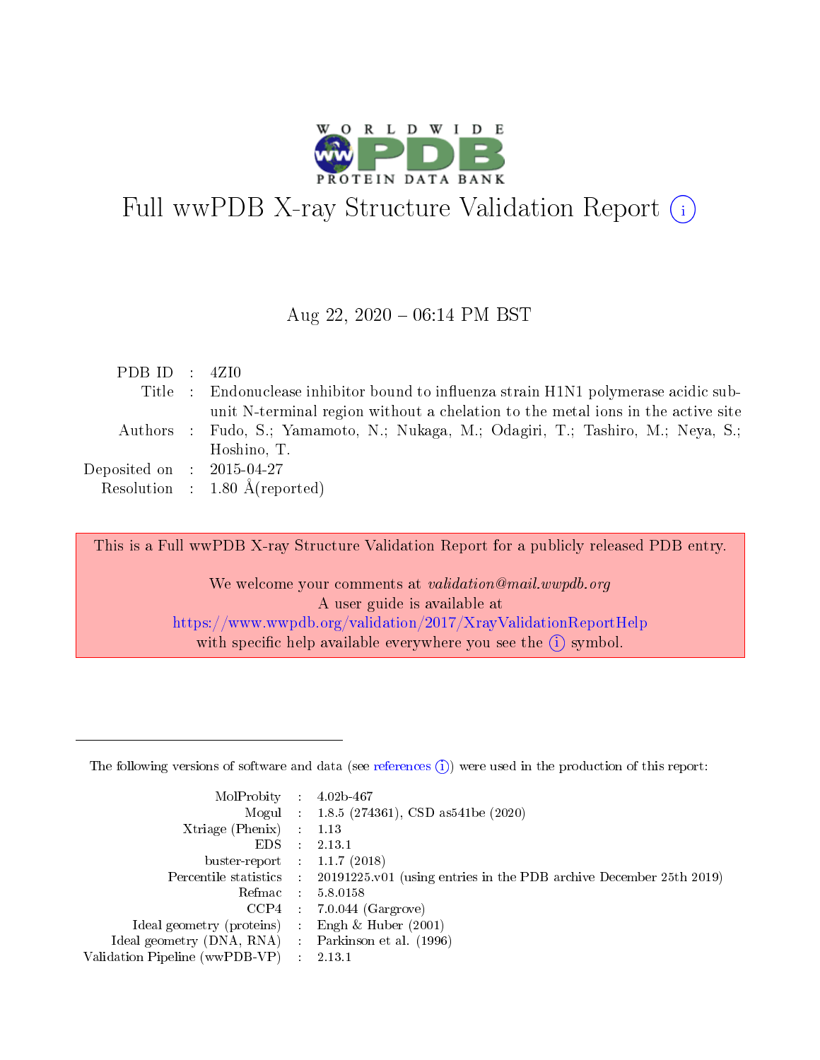# Full wwPDB X-ray Structure Validation Report

Aug 22, 2020 – 06:14 PM BST

| | | |
|---|---|---|
| PDB ID | : | 4ZI0 |
| Title | : | Endonuclease inhibitor bound to influenza strain H1N1 polymerase acidic subunit N-terminal region without a chelation to the metal ions in the active site |
| Authors | : | Fudo, S.; Yamamoto, N.; Nukaga, M.; Odagiri, T.; Tashiro, M.; Neya, S.; Hoshino, T. |
| Deposited on | : | 2015-04-27 |
| Resolution | : | 1.80 Å(reported) |

This is a Full wwPDB X-ray Structure Validation Report for a publicly released PDB entry.

We welcome your comments at *validation@mail.wwpdb.org*
A user guide is available at
https://www.wwpdb.org/validation/2017/XrayValidationReportHelp
with specific help available everywhere you see the (i) symbol.

---

The following versions of software and data (see references (i)) were used in the production of this report:

| | | |
|---|---|---|
| MolProbity | : | 4.02b-467 |
| Mogul | : | 1.8.5 (274361), CSD as541be (2020) |
| Xtriage (Phenix) | : | 1.13 |
| EDS | : | 2.13.1 |
| buster-report | : | 1.1.7 (2018) |
| Percentile statistics | : | 20191225.v01 (using entries in the PDB archive December 25th 2019) |
| Refmac | : | 5.8.0158 |
| CCP4 | : | 7.0.044 (Gargrove) |
| Ideal geometry (proteins) | : | Engh & Huber (2001) |
| Ideal geometry (DNA, RNA) | : | Parkinson et al. (1996) |
| Validation Pipeline (wwPDB-VP) | : | 2.13.1 |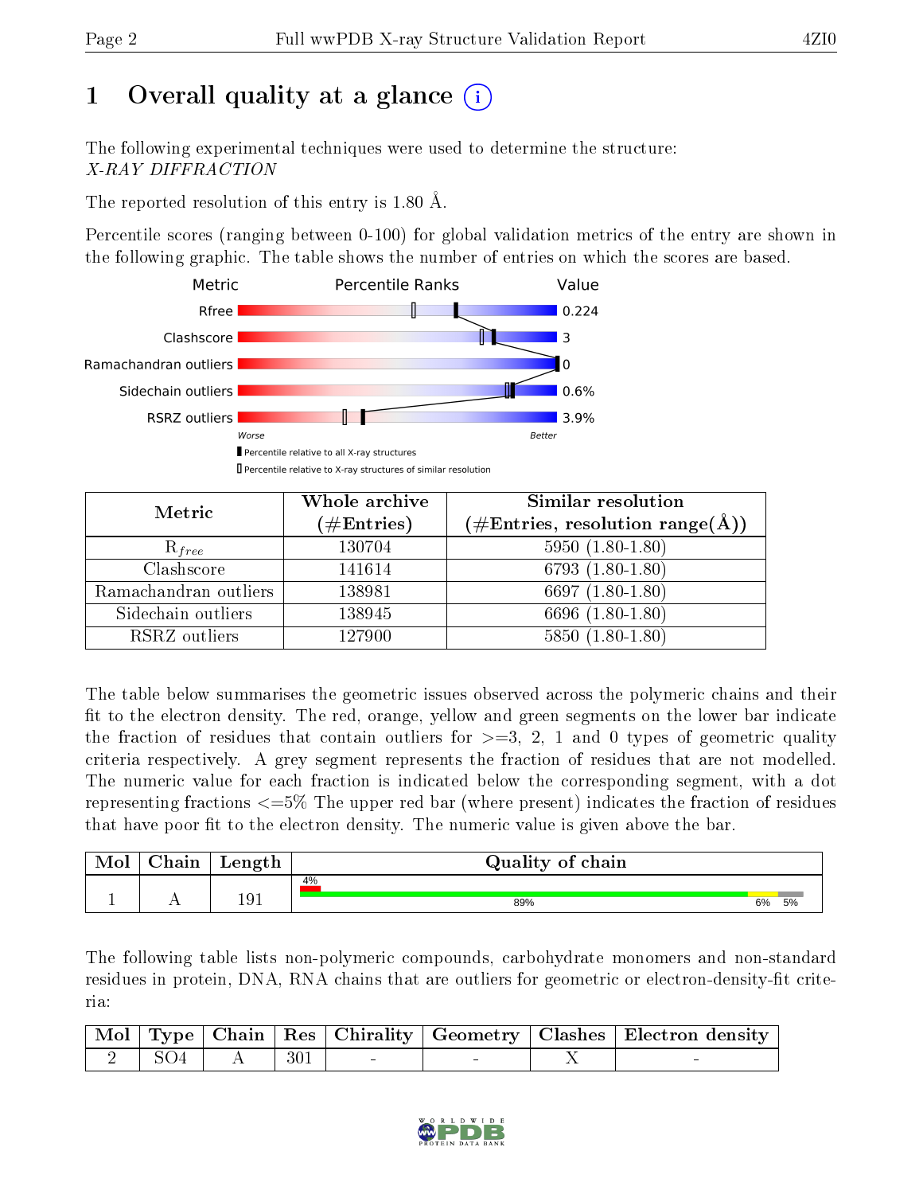# 1 Overall quality at a glance (i)

The following experimental techniques were used to determine the structure:
*X-RAY DIFFRACTION*

The reported resolution of this entry is 1.80 Å.

Percentile scores (ranging between 0-100) for global validation metrics of the entry are shown in the following graphic. The table shows the number of entries on which the scores are based.

| Metric | Value |
|---|---|
| Rfree | 0.224 |
| Clashscore | 3 |
| Ramachandran outliers | 0 |
| Sidechain outliers | 0.6% |
| RSRZ outliers | 3.9% |

Worse — Better

▮ Percentile relative to all X-ray structures
▯ Percentile relative to X-ray structures of similar resolution

| Metric | Whole archive (#Entries) | Similar resolution (#Entries, resolution range(Å)) |
|---|---|---|
| $R_{free}$ | 130704 | 5950 (1.80-1.80) |
| Clashscore | 141614 | 6793 (1.80-1.80) |
| Ramachandran outliers | 138981 | 6697 (1.80-1.80) |
| Sidechain outliers | 138945 | 6696 (1.80-1.80) |
| RSRZ outliers | 127900 | 5850 (1.80-1.80) |

The table below summarises the geometric issues observed across the polymeric chains and their fit to the electron density. The red, orange, yellow and green segments on the lower bar indicate the fraction of residues that contain outliers for >=3, 2, 1 and 0 types of geometric quality criteria respectively. A grey segment represents the fraction of residues that are not modelled. The numeric value for each fraction is indicated below the corresponding segment, with a dot representing fractions <=5% The upper red bar (where present) indicates the fraction of residues that have poor fit to the electron density. The numeric value is given above the bar.

| Mol | Chain | Length | Quality of chain |
|---|---|---|---|
| 1 | A | 191 | 4% (poor fit); 89%, 6%, 5% |

The following table lists non-polymeric compounds, carbohydrate monomers and non-standard residues in protein, DNA, RNA chains that are outliers for geometric or electron-density-fit criteria:

| Mol | Type | Chain | Res | Chirality | Geometry | Clashes | Electron density |
|---|---|---|---|---|---|---|---|
| 2 | SO4 | A | 301 | - | - | X | - |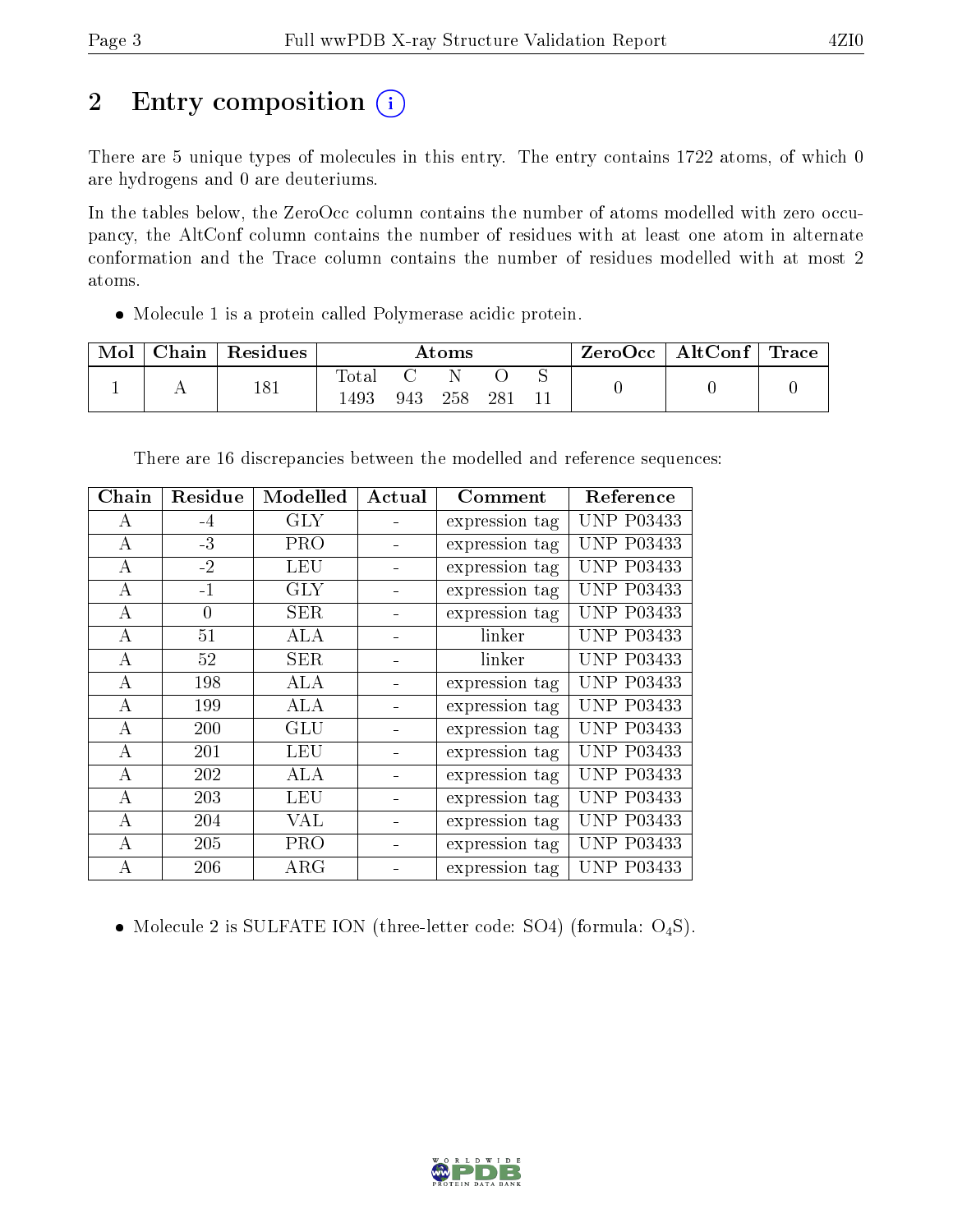# 2 Entry composition

There are 5 unique types of molecules in this entry. The entry contains 1722 atoms, of which 0 are hydrogens and 0 are deuteriums.

In the tables below, the ZeroOcc column contains the number of atoms modelled with zero occupancy, the AltConf column contains the number of residues with at least one atom in alternate conformation and the Trace column contains the number of residues modelled with at most 2 atoms.

- Molecule 1 is a protein called Polymerase acidic protein.

| Mol | Chain | Residues | Atoms | | | | | ZeroOcc | AltConf | Trace |
|---|---|---|---|---|---|---|---|---|---|---|
| 1 | A | 181 | Total<br>1493 | C<br>943 | N<br>258 | O<br>281 | S<br>11 | 0 | 0 | 0 |

There are 16 discrepancies between the modelled and reference sequences:

| Chain | Residue | Modelled | Actual | Comment | Reference |
|---|---|---|---|---|---|
| A | -4 | GLY | - | expression tag | UNP P03433 |
| A | -3 | PRO | - | expression tag | UNP P03433 |
| A | -2 | LEU | - | expression tag | UNP P03433 |
| A | -1 | GLY | - | expression tag | UNP P03433 |
| A | 0 | SER | - | expression tag | UNP P03433 |
| A | 51 | ALA | - | linker | UNP P03433 |
| A | 52 | SER | - | linker | UNP P03433 |
| A | 198 | ALA | - | expression tag | UNP P03433 |
| A | 199 | ALA | - | expression tag | UNP P03433 |
| A | 200 | GLU | - | expression tag | UNP P03433 |
| A | 201 | LEU | - | expression tag | UNP P03433 |
| A | 202 | ALA | - | expression tag | UNP P03433 |
| A | 203 | LEU | - | expression tag | UNP P03433 |
| A | 204 | VAL | - | expression tag | UNP P03433 |
| A | 205 | PRO | - | expression tag | UNP P03433 |
| A | 206 | ARG | - | expression tag | UNP P03433 |

- Molecule 2 is SULFATE ION (three-letter code: SO4) (formula: $O_4S$).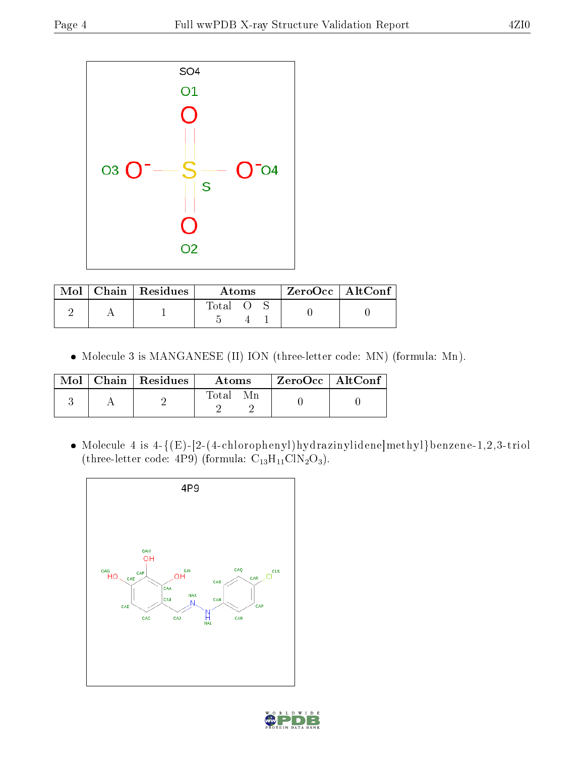| Mol | Chain | Residues | Atoms | | | ZeroOcc | AltConf |
|---|---|---|---|---|---|---|---|
| | | | Total | O | S | | |
| 2 | A | 1 | 5 | 4 | 1 | 0 | 0 |

- Molecule 3 is MANGANESE (II) ION (three-letter code: MN) (formula: Mn).

| Mol | Chain | Residues | Atoms | | ZeroOcc | AltConf |
|---|---|---|---|---|---|---|
| | | | Total | Mn | | |
| 3 | A | 2 | 2 | 2 | 0 | 0 |

- Molecule 4 is 4-{(E)-[2-(4-chlorophenyl)hydrazinylidene]methyl}benzene-1,2,3-triol (three-letter code: 4P9) (formula: $C_{13}H_{11}ClN_2O_3$).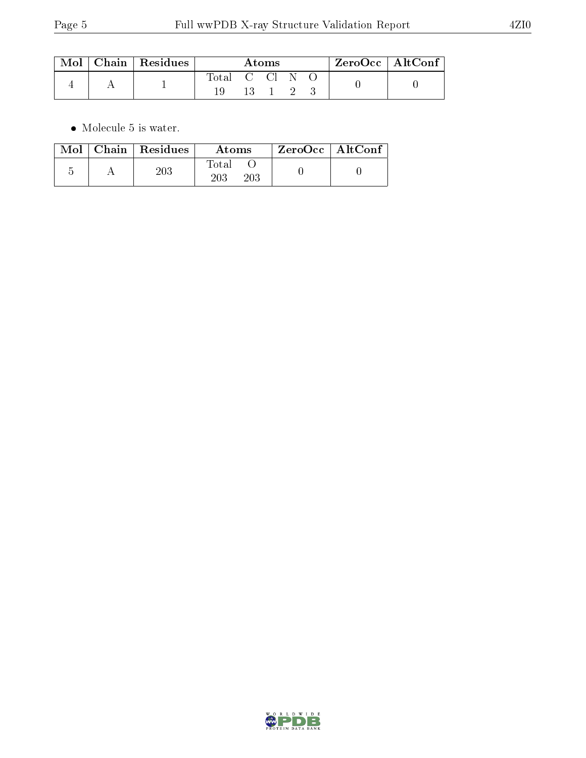| Mol | Chain | Residues | Atoms | | | | | ZeroOcc | AltConf |
|---|---|---|---|---|---|---|---|---|---|
| | | | Total | C | Cl | N | O | | |
| 4 | A | 1 | 19 | 13 | 1 | 2 | 3 | 0 | 0 |

- Molecule 5 is water.

| Mol | Chain | Residues | Atoms | | ZeroOcc | AltConf |
|---|---|---|---|---|---|---|
| | | | Total | O | | |
| 5 | A | 203 | 203 | 203 | 0 | 0 |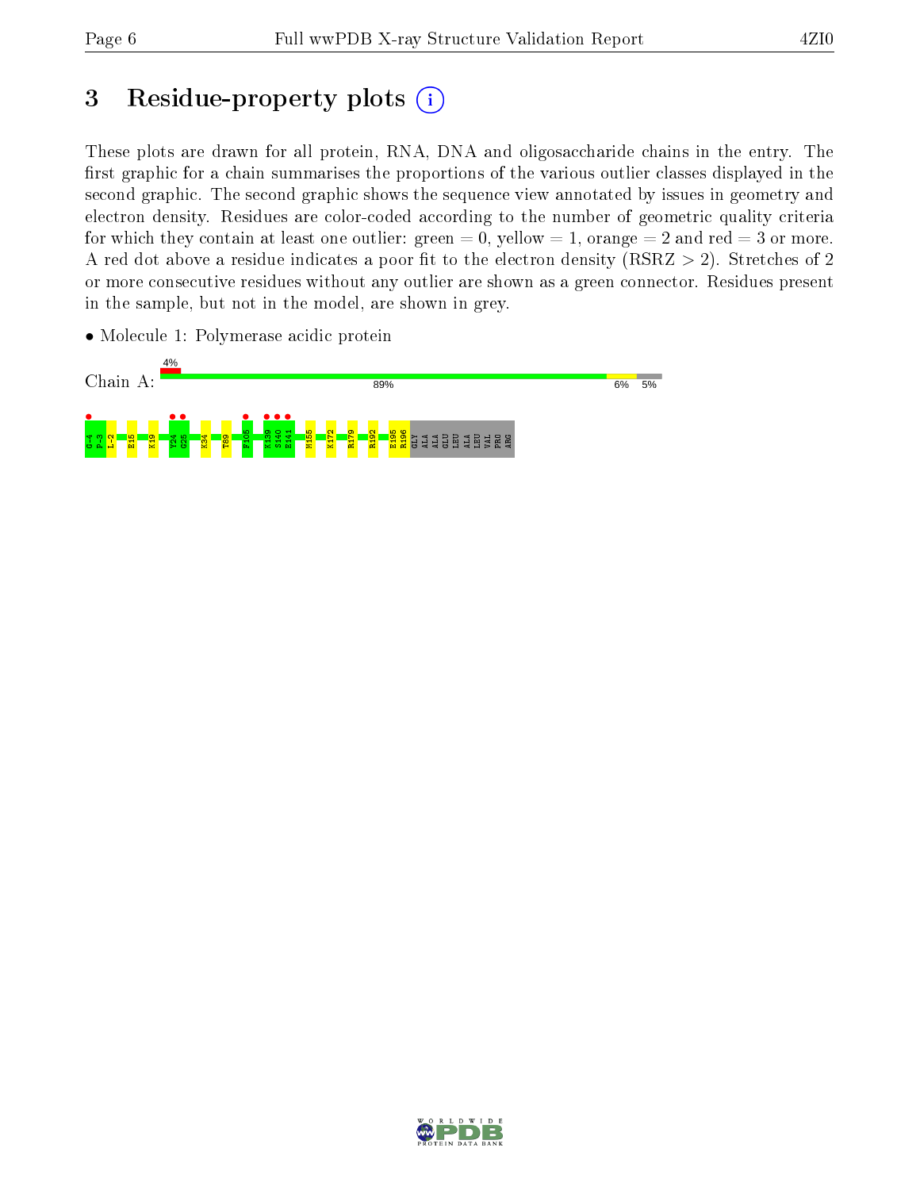# 3 Residue-property plots

These plots are drawn for all protein, RNA, DNA and oligosaccharide chains in the entry. The first graphic for a chain summarises the proportions of the various outlier classes displayed in the second graphic. The second graphic shows the sequence view annotated by issues in geometry and electron density. Residues are color-coded according to the number of geometric quality criteria for which they contain at least one outlier: green = 0, yellow = 1, orange = 2 and red = 3 or more. A red dot above a residue indicates a poor fit to the electron density (RSRZ > 2). Stretches of 2 or more consecutive residues without any outlier are shown as a green connector. Residues present in the sample, but not in the model, are shown in grey.

- Molecule 1: Polymerase acidic protein

Chain A: 4% | 89% | 6% | 5%

G-4 P-3 L-2 E15 K19 Y24 G25 K34 T89 F105 K139 S140 E141 M155 K172 R179 R192 E195 R196 GLY ALA ALA GLU LEU ALA LEU VAL PRO ARG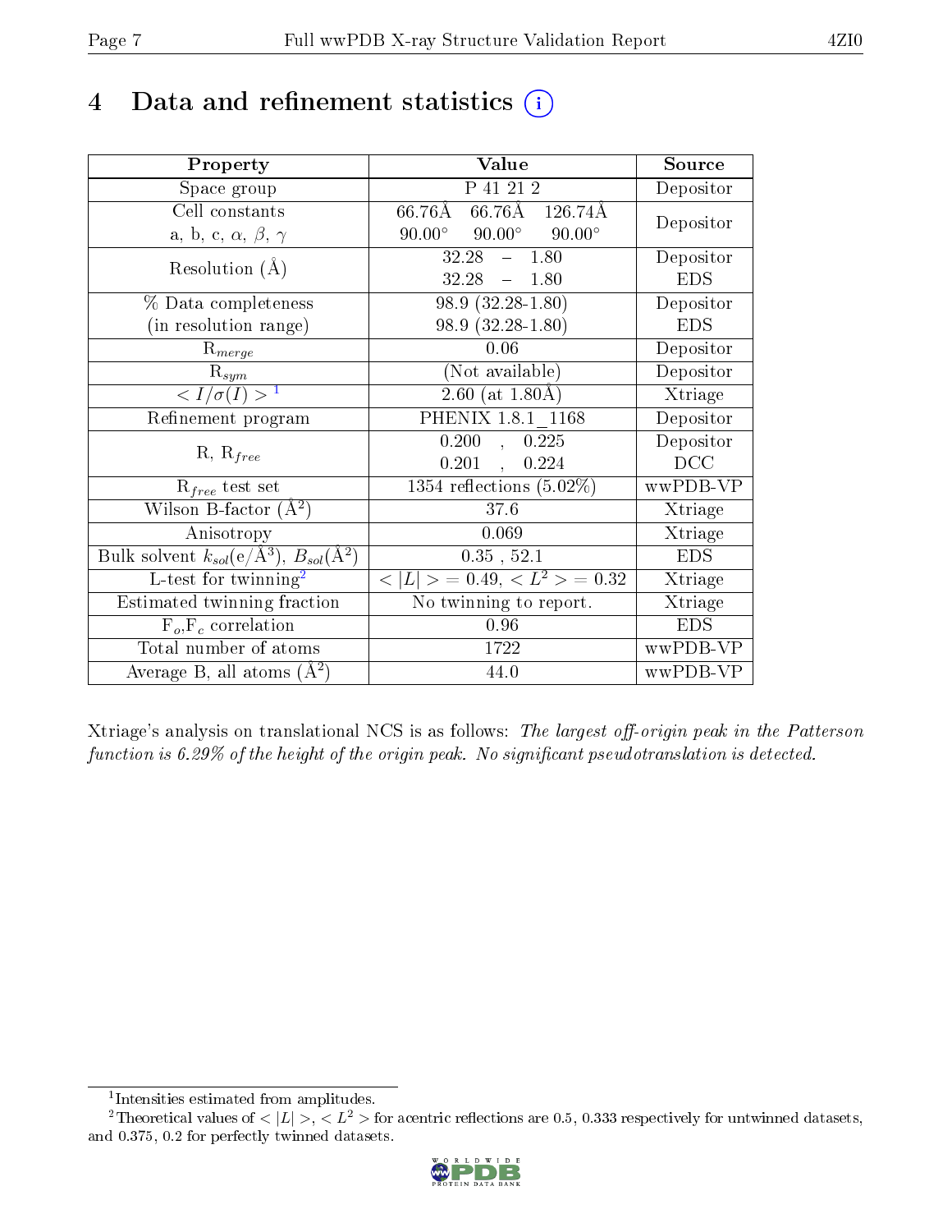# 4 Data and refinement statistics (i)

| Property | Value | Source |
|---|---|---|
| Space group | P 41 21 2 | Depositor |
| Cell constants<br>a, b, c, $\alpha$, $\beta$, $\gamma$ | 66.76Å 66.76Å 126.74Å<br>90.00° 90.00° 90.00° | Depositor |
| Resolution (Å) | 32.28 – 1.80<br>32.28 – 1.80 | Depositor<br>EDS |
| % Data completeness<br>(in resolution range) | 98.9 (32.28-1.80)<br>98.9 (32.28-1.80) | Depositor<br>EDS |
| $R_{merge}$ | 0.06 | Depositor |
| $R_{sym}$ | (Not available) | Depositor |
| $< I/\sigma(I) >$ [1] | 2.60 (at 1.80Å) | Xtriage |
| Refinement program | PHENIX 1.8.1_1168 | Depositor |
| R, $R_{free}$ | 0.200 , 0.225<br>0.201 , 0.224 | Depositor<br>DCC |
| $R_{free}$ test set | 1354 reflections (5.02%) | wwPDB-VP |
| Wilson B-factor (Å$^2$) | 37.6 | Xtriage |
| Anisotropy | 0.069 | Xtriage |
| Bulk solvent $k_{sol}$(e/Å$^3$), $B_{sol}$(Å$^2$) | 0.35 , 52.1 | EDS |
| L-test for twinning[2] | $< \|L\| >$ = 0.49, $< L^2 >$ = 0.32 | Xtriage |
| Estimated twinning fraction | No twinning to report. | Xtriage |
| $F_o$,$F_c$ correlation | 0.96 | EDS |
| Total number of atoms | 1722 | wwPDB-VP |
| Average B, all atoms (Å$^2$) | 44.0 | wwPDB-VP |

Xtriage's analysis on translational NCS is as follows: *The largest off-origin peak in the Patterson function is 6.29% of the height of the origin peak. No significant pseudotranslation is detected.*

[1] Intensities estimated from amplitudes.

[2] Theoretical values of $< |L| >$, $< L^2 >$ for acentric reflections are 0.5, 0.333 respectively for untwinned datasets, and 0.375, 0.2 for perfectly twinned datasets.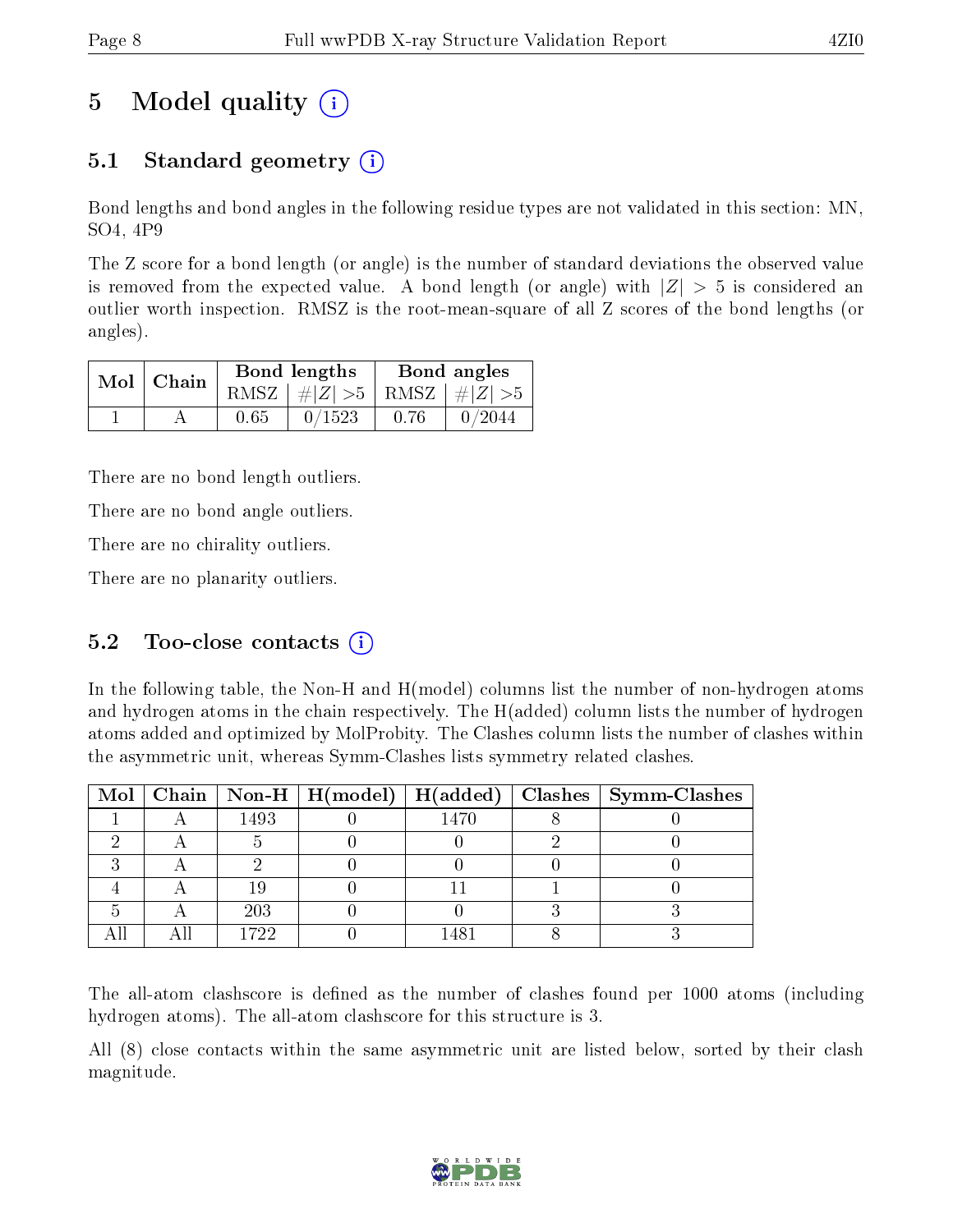# 5 Model quality (i)

## 5.1 Standard geometry (i)

Bond lengths and bond angles in the following residue types are not validated in this section: MN, SO4, 4P9

The Z score for a bond length (or angle) is the number of standard deviations the observed value is removed from the expected value. A bond length (or angle) with $|Z| > 5$ is considered an outlier worth inspection. RMSZ is the root-mean-square of all Z scores of the bond lengths (or angles).

| Mol | Chain | Bond lengths | | Bond angles | |
|---|---|---|---|---|---|
| | | RMSZ | #$\|Z\|$ >5 | RMSZ | #$\|Z\|$ >5 |
| 1 | A | 0.65 | 0/1523 | 0.76 | 0/2044 |

There are no bond length outliers.

There are no bond angle outliers.

There are no chirality outliers.

There are no planarity outliers.

## 5.2 Too-close contacts (i)

In the following table, the Non-H and H(model) columns list the number of non-hydrogen atoms and hydrogen atoms in the chain respectively. The H(added) column lists the number of hydrogen atoms added and optimized by MolProbity. The Clashes column lists the number of clashes within the asymmetric unit, whereas Symm-Clashes lists symmetry related clashes.

| Mol | Chain | Non-H | H(model) | H(added) | Clashes | Symm-Clashes |
|---|---|---|---|---|---|---|
| 1 | A | 1493 | 0 | 1470 | 8 | 0 |
| 2 | A | 5 | 0 | 0 | 2 | 0 |
| 3 | A | 2 | 0 | 0 | 0 | 0 |
| 4 | A | 19 | 0 | 11 | 1 | 0 |
| 5 | A | 203 | 0 | 0 | 3 | 3 |
| All | All | 1722 | 0 | 1481 | 8 | 3 |

The all-atom clashscore is defined as the number of clashes found per 1000 atoms (including hydrogen atoms). The all-atom clashscore for this structure is 3.

All (8) close contacts within the same asymmetric unit are listed below, sorted by their clash magnitude.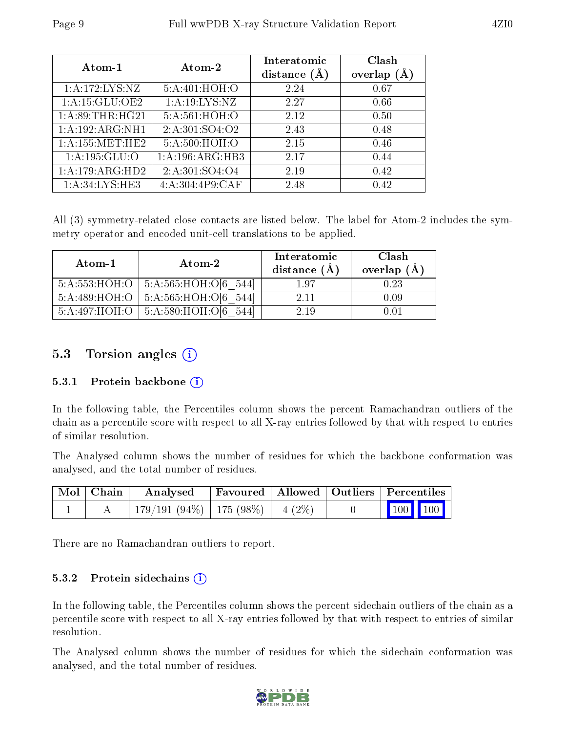| Atom-1 | Atom-2 | Interatomic distance (Å) | Clash overlap (Å) |
|---|---|---|---|
| 1:A:172:LYS:NZ | 5:A:401:HOH:O | 2.24 | 0.67 |
| 1:A:15:GLU:OE2 | 1:A:19:LYS:NZ | 2.27 | 0.66 |
| 1:A:89:THR:HG21 | 5:A:561:HOH:O | 2.12 | 0.50 |
| 1:A:192:ARG:NH1 | 2:A:301:SO4:O2 | 2.43 | 0.48 |
| 1:A:155:MET:HE2 | 5:A:500:HOH:O | 2.15 | 0.46 |
| 1:A:195:GLU:O | 1:A:196:ARG:HB3 | 2.17 | 0.44 |
| 1:A:179:ARG:HD2 | 2:A:301:SO4:O4 | 2.19 | 0.42 |
| 1:A:34:LYS:HE3 | 4:A:304:4P9:CAF | 2.48 | 0.42 |

All (3) symmetry-related close contacts are listed below. The label for Atom-2 includes the symmetry operator and encoded unit-cell translations to be applied.

| Atom-1 | Atom-2 | Interatomic distance (Å) | Clash overlap (Å) |
|---|---|---|---|
| 5:A:553:HOH:O | 5:A:565:HOH:O[6_544] | 1.97 | 0.23 |
| 5:A:489:HOH:O | 5:A:565:HOH:O[6_544] | 2.11 | 0.09 |
| 5:A:497:HOH:O | 5:A:580:HOH:O[6_544] | 2.19 | 0.01 |

## 5.3 Torsion angles

### 5.3.1 Protein backbone

In the following table, the Percentiles column shows the percent Ramachandran outliers of the chain as a percentile score with respect to all X-ray entries followed by that with respect to entries of similar resolution.

The Analysed column shows the number of residues for which the backbone conformation was analysed, and the total number of residues.

| Mol | Chain | Analysed | Favoured | Allowed | Outliers | Percentiles | |
|---|---|---|---|---|---|---|---|
| 1 | A | 179/191 (94%) | 175 (98%) | 4 (2%) | 0 | 100 | 100 |

There are no Ramachandran outliers to report.

### 5.3.2 Protein sidechains

In the following table, the Percentiles column shows the percent sidechain outliers of the chain as a percentile score with respect to all X-ray entries followed by that with respect to entries of similar resolution.

The Analysed column shows the number of residues for which the sidechain conformation was analysed, and the total number of residues.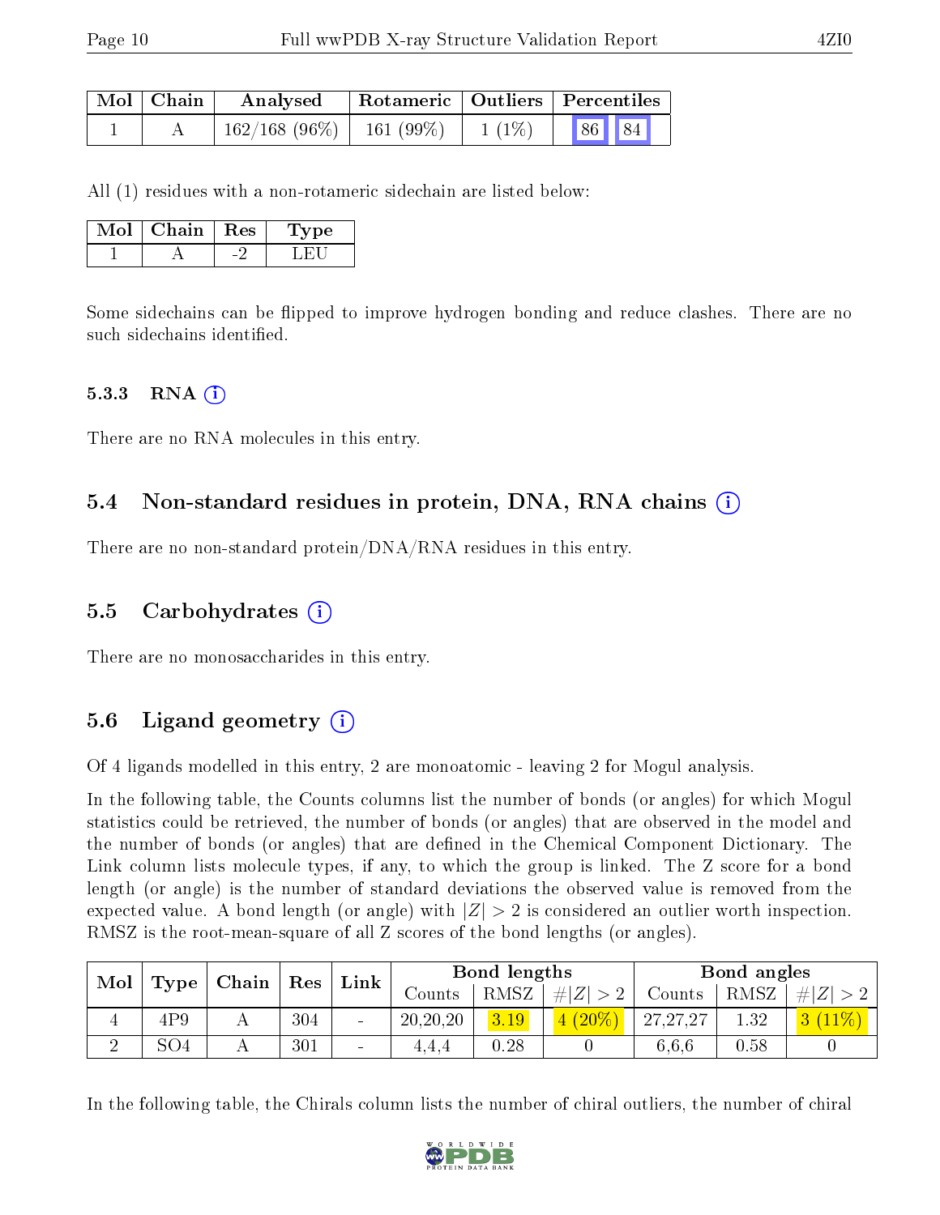| Mol | Chain | Analysed | Rotameric | Outliers | Percentiles |
|---|---|---|---|---|---|
| 1 | A | 162/168 (96%) | 161 (99%) | 1 (1%) | 86 84 |

All (1) residues with a non-rotameric sidechain are listed below:

| Mol | Chain | Res | Type |
|---|---|---|---|
| 1 | A | -2 | LEU |

Some sidechains can be flipped to improve hydrogen bonding and reduce clashes. There are no such sidechains identified.

#### 5.3.3 RNA

There are no RNA molecules in this entry.

### 5.4 Non-standard residues in protein, DNA, RNA chains

There are no non-standard protein/DNA/RNA residues in this entry.

### 5.5 Carbohydrates

There are no monosaccharides in this entry.

### 5.6 Ligand geometry

Of 4 ligands modelled in this entry, 2 are monoatomic - leaving 2 for Mogul analysis.

In the following table, the Counts columns list the number of bonds (or angles) for which Mogul statistics could be retrieved, the number of bonds (or angles) that are observed in the model and the number of bonds (or angles) that are defined in the Chemical Component Dictionary. The Link column lists molecule types, if any, to which the group is linked. The Z score for a bond length (or angle) is the number of standard deviations the observed value is removed from the expected value. A bond length (or angle) with $|Z| > 2$ is considered an outlier worth inspection. RMSZ is the root-mean-square of all Z scores of the bond lengths (or angles).

| Mol | Type | Chain | Res | Link | Bond lengths | | | Bond angles | | |
|---|---|---|---|---|---|---|---|---|---|---|
| | | | | | Counts | RMSZ | $\#\|Z\|>2$ | Counts | RMSZ | $\#\|Z\|>2$ |
| 4 | 4P9 | A | 304 | - | 20,20,20 | 3.19 | 4 (20%) | 27,27,27 | 1.32 | 3 (11%) |
| 2 | SO4 | A | 301 | - | 4,4,4 | 0.28 | 0 | 6,6,6 | 0.58 | 0 |

In the following table, the Chirals column lists the number of chiral outliers, the number of chiral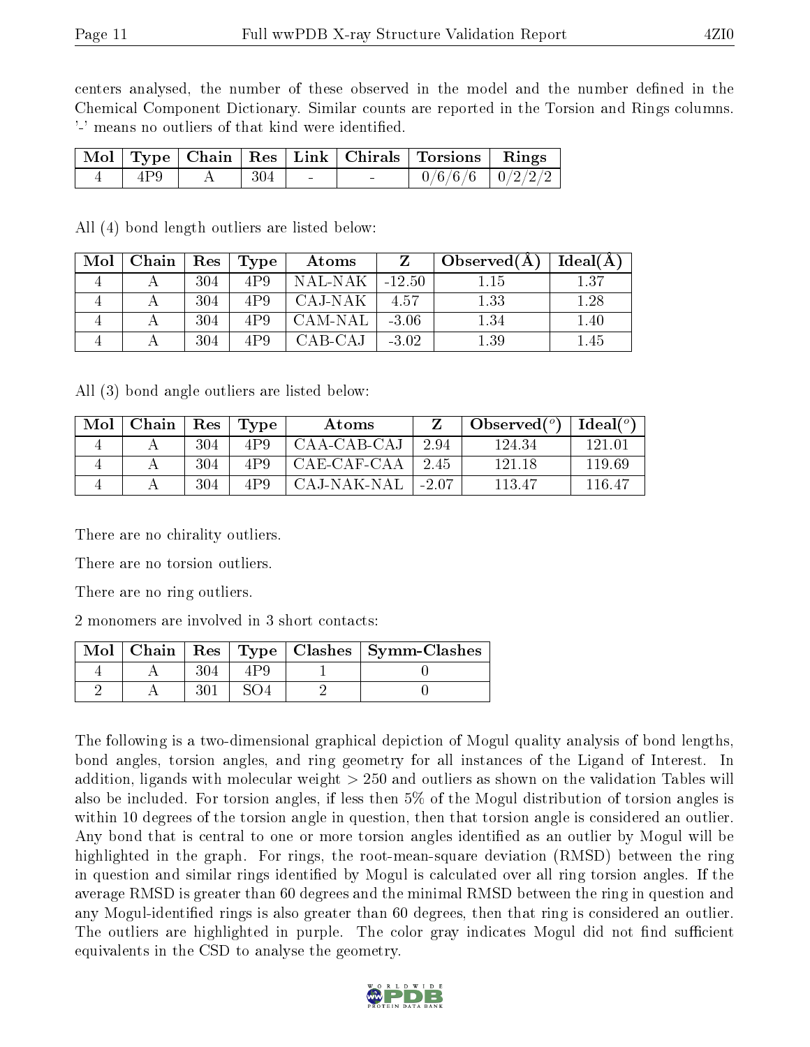centers analysed, the number of these observed in the model and the number defined in the Chemical Component Dictionary. Similar counts are reported in the Torsion and Rings columns. '-' means no outliers of that kind were identified.

| Mol | Type | Chain | Res | Link | Chirals | Torsions | Rings |
|---|---|---|---|---|---|---|---|
| 4 | 4P9 | A | 304 | - | - | 0/6/6/6 | 0/2/2/2 |

All (4) bond length outliers are listed below:

| Mol | Chain | Res | Type | Atoms | Z | Observed(Å) | Ideal(Å) |
|---|---|---|---|---|---|---|---|
| 4 | A | 304 | 4P9 | NAL-NAK | -12.50 | 1.15 | 1.37 |
| 4 | A | 304 | 4P9 | CAJ-NAK | 4.57 | 1.33 | 1.28 |
| 4 | A | 304 | 4P9 | CAM-NAL | -3.06 | 1.34 | 1.40 |
| 4 | A | 304 | 4P9 | CAB-CAJ | -3.02 | 1.39 | 1.45 |

All (3) bond angle outliers are listed below:

| Mol | Chain | Res | Type | Atoms | Z | Observed($^o$) | Ideal($^o$) |
|---|---|---|---|---|---|---|---|
| 4 | A | 304 | 4P9 | CAA-CAB-CAJ | 2.94 | 124.34 | 121.01 |
| 4 | A | 304 | 4P9 | CAE-CAF-CAA | 2.45 | 121.18 | 119.69 |
| 4 | A | 304 | 4P9 | CAJ-NAK-NAL | -2.07 | 113.47 | 116.47 |

There are no chirality outliers.

There are no torsion outliers.

There are no ring outliers.

2 monomers are involved in 3 short contacts:

| Mol | Chain | Res | Type | Clashes | Symm-Clashes |
|---|---|---|---|---|---|
| 4 | A | 304 | 4P9 | 1 | 0 |
| 2 | A | 301 | SO4 | 2 | 0 |

The following is a two-dimensional graphical depiction of Mogul quality analysis of bond lengths, bond angles, torsion angles, and ring geometry for all instances of the Ligand of Interest. In addition, ligands with molecular weight > 250 and outliers as shown on the validation Tables will also be included. For torsion angles, if less then 5% of the Mogul distribution of torsion angles is within 10 degrees of the torsion angle in question, then that torsion angle is considered an outlier. Any bond that is central to one or more torsion angles identified as an outlier by Mogul will be highlighted in the graph. For rings, the root-mean-square deviation (RMSD) between the ring in question and similar rings identified by Mogul is calculated over all ring torsion angles. If the average RMSD is greater than 60 degrees and the minimal RMSD between the ring in question and any Mogul-identified rings is also greater than 60 degrees, then that ring is considered an outlier. The outliers are highlighted in purple. The color gray indicates Mogul did not find sufficient equivalents in the CSD to analyse the geometry.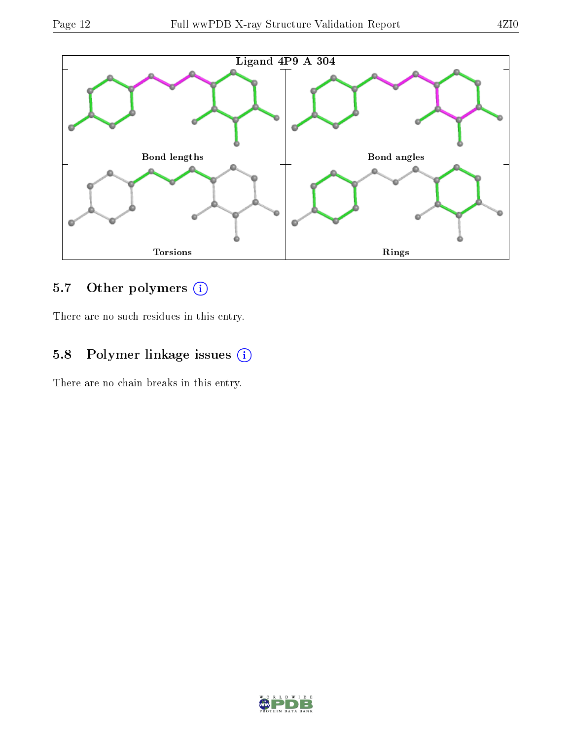Ligand 4P9 A 304

Bond lengths

Bond angles

Torsions

Rings

### 5.7 Other polymers (i)

There are no such residues in this entry.

### 5.8 Polymer linkage issues (i)

There are no chain breaks in this entry.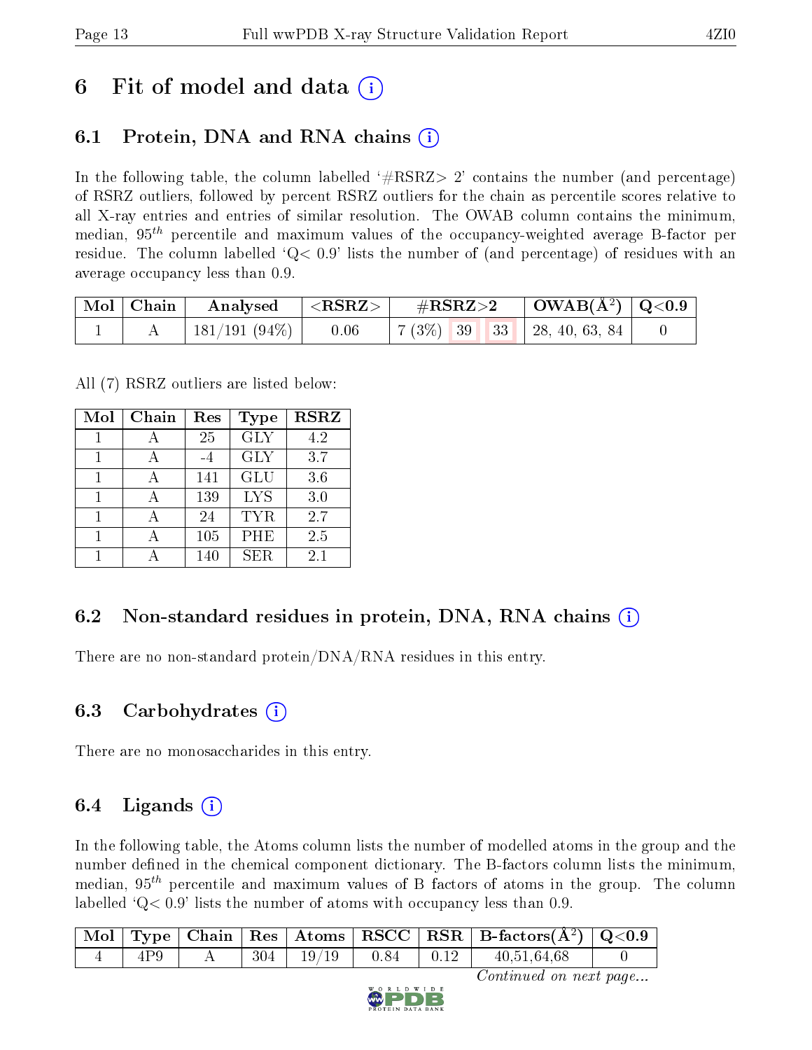# 6 Fit of model and data (i)

## 6.1 Protein, DNA and RNA chains (i)

In the following table, the column labelled '#RSRZ> 2' contains the number (and percentage) of RSRZ outliers, followed by percent RSRZ outliers for the chain as percentile scores relative to all X-ray entries and entries of similar resolution. The OWAB column contains the minimum, median, $95^{th}$ percentile and maximum values of the occupancy-weighted average B-factor per residue. The column labelled 'Q< 0.9' lists the number of (and percentage) of residues with an average occupancy less than 0.9.

| Mol | Chain | Analysed | <RSRZ> | #RSRZ>2 | | | OWAB(Å$^2$) | Q<0.9 |
|---|---|---|---|---|---|---|---|---|
| 1 | A | 181/191 (94%) | 0.06 | 7 (3%) | 39 | 33 | 28, 40, 63, 84 | 0 |

All (7) RSRZ outliers are listed below:

| Mol | Chain | Res | Type | RSRZ |
|---|---|---|---|---|
| 1 | A | 25 | GLY | 4.2 |
| 1 | A | -4 | GLY | 3.7 |
| 1 | A | 141 | GLU | 3.6 |
| 1 | A | 139 | LYS | 3.0 |
| 1 | A | 24 | TYR | 2.7 |
| 1 | A | 105 | PHE | 2.5 |
| 1 | A | 140 | SER | 2.1 |

## 6.2 Non-standard residues in protein, DNA, RNA chains (i)

There are no non-standard protein/DNA/RNA residues in this entry.

## 6.3 Carbohydrates (i)

There are no monosaccharides in this entry.

## 6.4 Ligands (i)

In the following table, the Atoms column lists the number of modelled atoms in the group and the number defined in the chemical component dictionary. The B-factors column lists the minimum, median, $95^{th}$ percentile and maximum values of B factors of atoms in the group. The column labelled 'Q< 0.9' lists the number of atoms with occupancy less than 0.9.

| Mol | Type | Chain | Res | Atoms | RSCC | RSR | B-factors(Å$^2$) | Q<0.9 |
|---|---|---|---|---|---|---|---|---|
| 4 | 4P9 | A | 304 | 19/19 | 0.84 | 0.12 | 40,51,64,68 | 0 |

*Continued on next page...*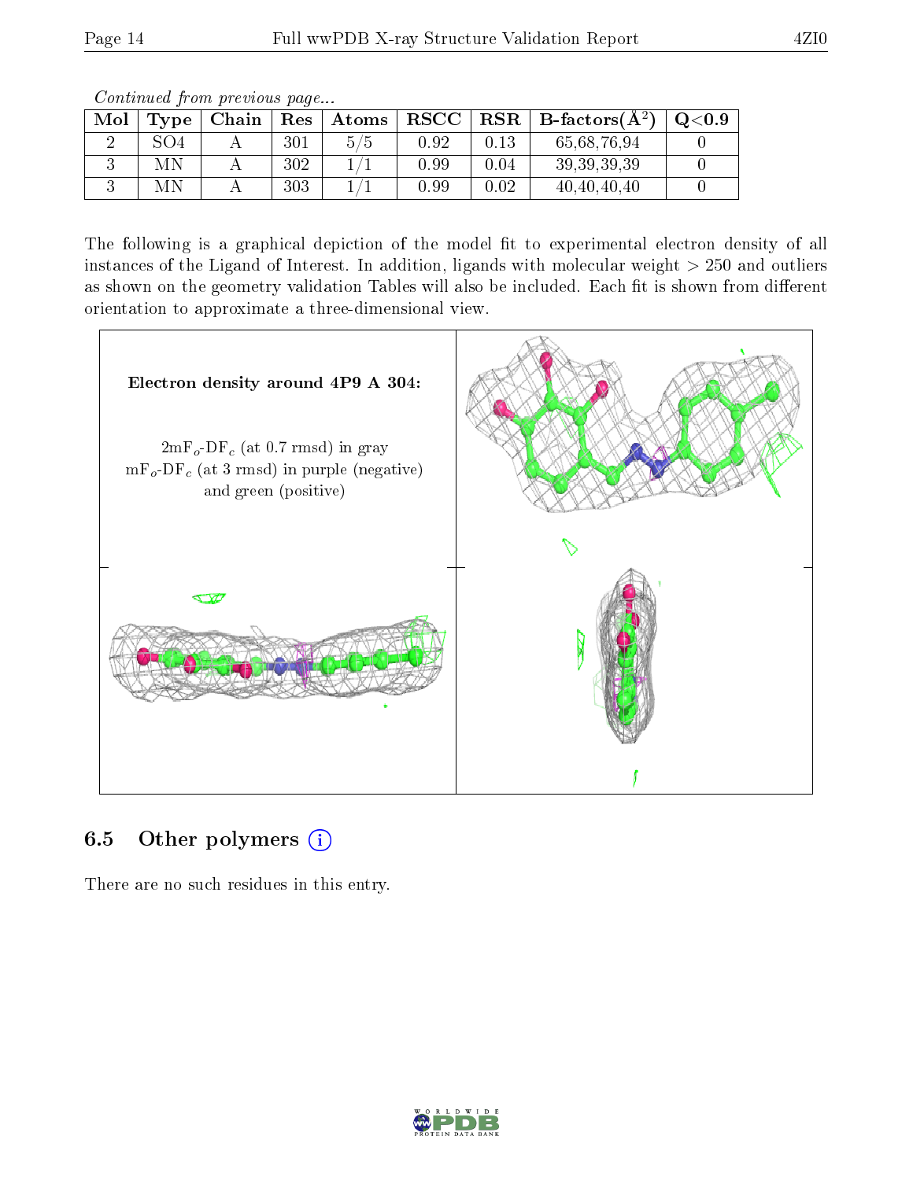*Continued from previous page...*

| Mol | Type | Chain | Res | Atoms | RSCC | RSR | B-factors($Å^2$) | Q<0.9 |
|---|---|---|---|---|---|---|---|---|
| 2 | SO4 | A | 301 | 5/5 | 0.92 | 0.13 | 65,68,76,94 | 0 |
| 3 | MN | A | 302 | 1/1 | 0.99 | 0.04 | 39,39,39,39 | 0 |
| 3 | MN | A | 303 | 1/1 | 0.99 | 0.02 | 40,40,40,40 | 0 |

The following is a graphical depiction of the model fit to experimental electron density of all instances of the Ligand of Interest. In addition, ligands with molecular weight > 250 and outliers as shown on the geometry validation Tables will also be included. Each fit is shown from different orientation to approximate a three-dimensional view.

**Electron density around 4P9 A 304:**

$2mF_o$-$DF_c$ (at 0.7 rmsd) in gray
$mF_o$-$DF_c$ (at 3 rmsd) in purple (negative) and green (positive)

## 6.5 Other polymers

There are no such residues in this entry.